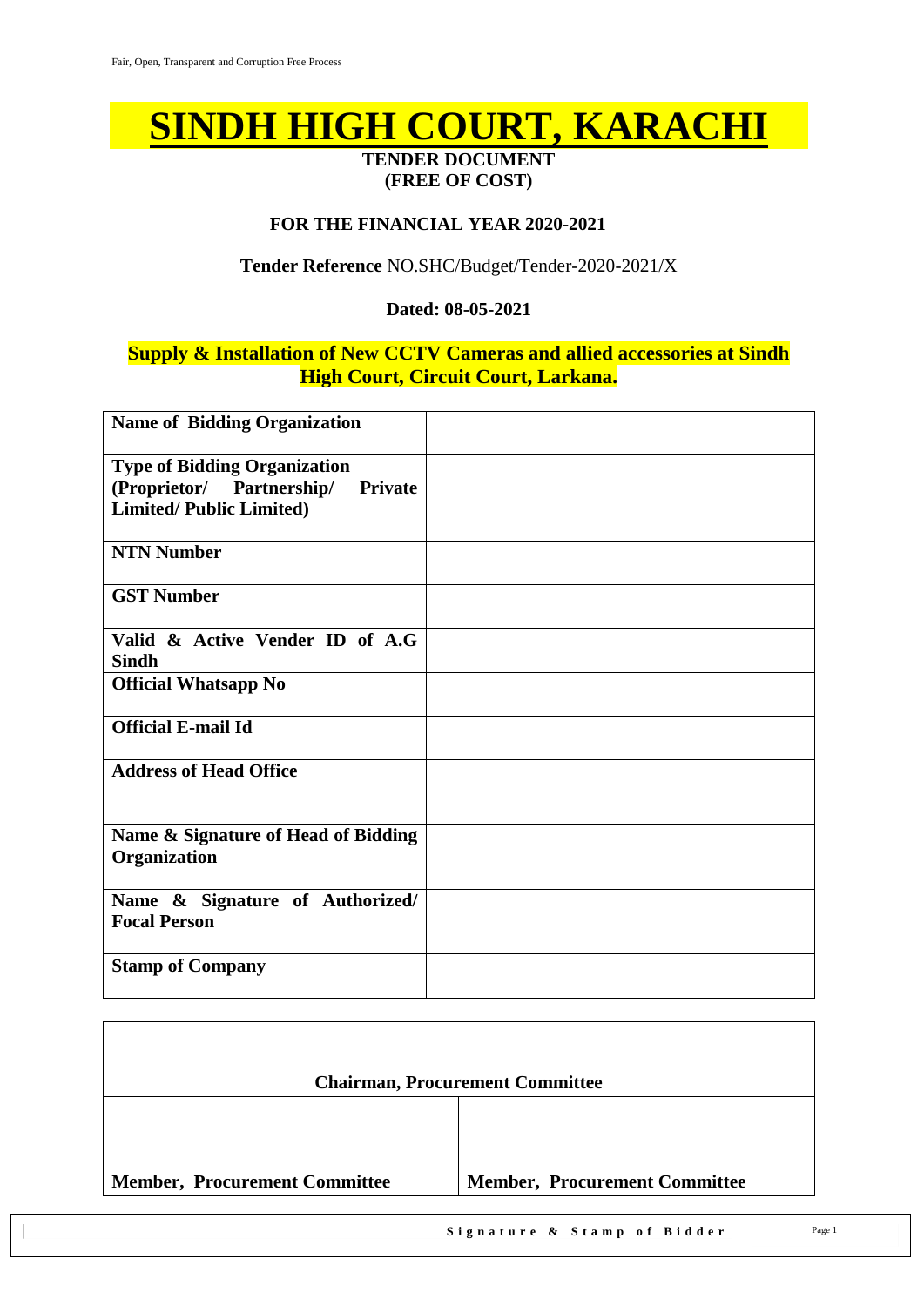# SINDH HIGH COURT, KARACHI

**TENDER DOCUMENT**
**(FREE OF COST)**

**FOR THE FINANCIAL YEAR 2020-2021**

**Tender Reference** NO.SHC/Budget/Tender-2020-2021/X

**Dated: 08-05-2021**

**Supply & Installation of New CCTV Cameras and allied accessories at Sindh High Court, Circuit Court, Larkana.**

| | |
|---|---|
| **Name of Bidding Organization** | |
| **Type of Bidding Organization (Proprietor/ Partnership/ Private Limited/ Public Limited)** | |
| **NTN Number** | |
| **GST Number** | |
| **Valid & Active Vender ID of A.G Sindh** | |
| **Official Whatsapp No** | |
| **Official E-mail Id** | |
| **Address of Head Office** | |
| **Name & Signature of Head of Bidding Organization** | |
| **Name & Signature of Authorized/ Focal Person** | |
| **Stamp of Company** | |

| **Chairman, Procurement Committee** | |
|---|---|
| **Member, Procurement Committee** | **Member, Procurement Committee** |

**Signature & Stamp of Bidder**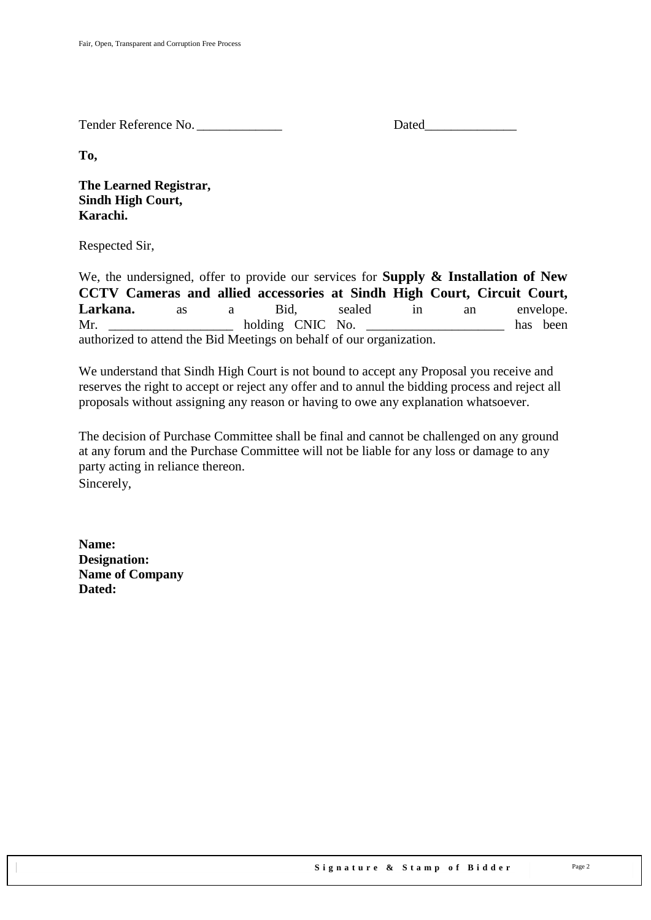Tender Reference No. _____________ Dated______________

**To,**

**The Learned Registrar,**
**Sindh High Court,**
**Karachi.**

Respected Sir,

We, the undersigned, offer to provide our services for **Supply & Installation of New CCTV Cameras and allied accessories at Sindh High Court, Circuit Court, Larkana.** as a Bid, sealed in an envelope. Mr. ___________________ holding CNIC No. _____________________ has been authorized to attend the Bid Meetings on behalf of our organization.

We understand that Sindh High Court is not bound to accept any Proposal you receive and reserves the right to accept or reject any offer and to annul the bidding process and reject all proposals without assigning any reason or having to owe any explanation whatsoever.

The decision of Purchase Committee shall be final and cannot be challenged on any ground at any forum and the Purchase Committee will not be liable for any loss or damage to any party acting in reliance thereon.

Sincerely,

**Name:**
**Designation:**
**Name of Company**
**Dated:**

**Signature & Stamp of Bidder**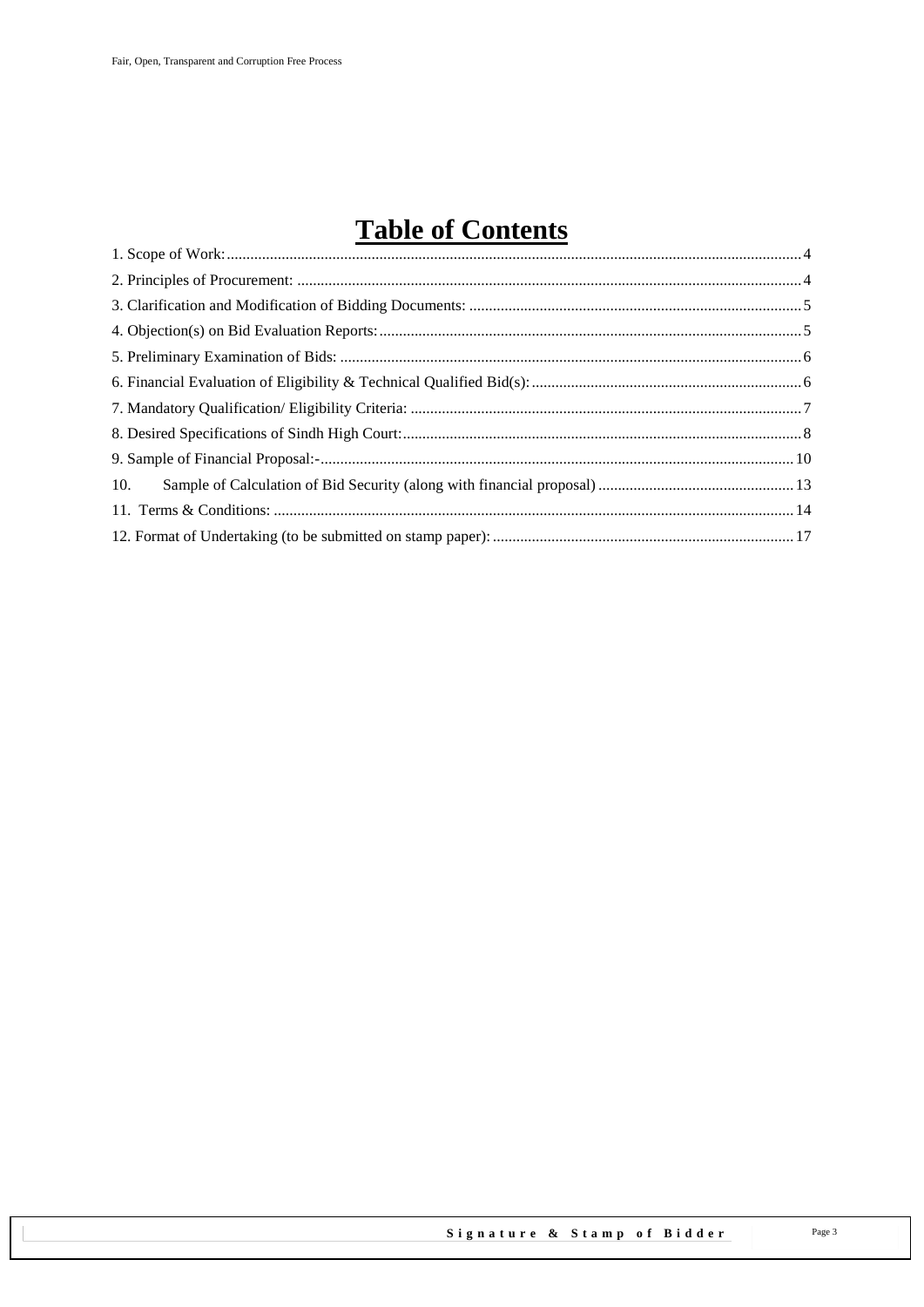# Table of Contents

1. Scope of Work: 4
2. Principles of Procurement: 4
3. Clarification and Modification of Bidding Documents: 5
4. Objection(s) on Bid Evaluation Reports: 5
5. Preliminary Examination of Bids: 6
6. Financial Evaluation of Eligibility & Technical Qualified Bid(s): 6
7. Mandatory Qualification/ Eligibility Criteria: 7
8. Desired Specifications of Sindh High Court: 8
9. Sample of Financial Proposal:- 10
10. Sample of Calculation of Bid Security (along with financial proposal) 13
11. Terms & Conditions: 14
12. Format of Undertaking (to be submitted on stamp paper): 17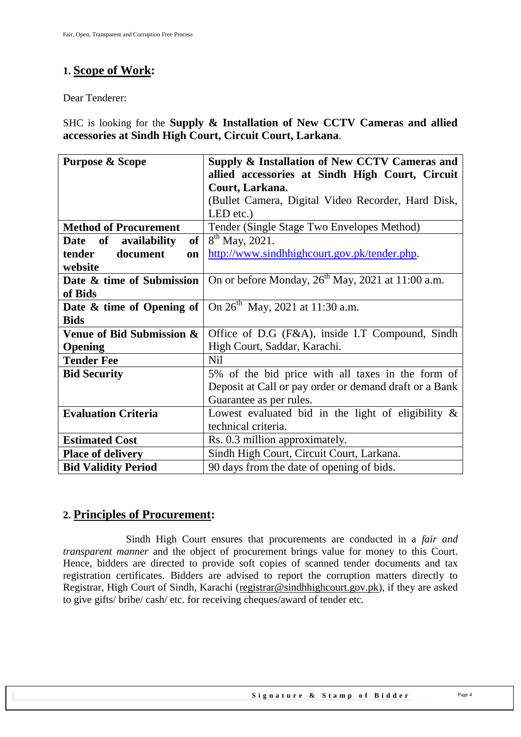## 1. Scope of Work:

Dear Tenderer:

SHC is looking for the **Supply & Installation of New CCTV Cameras and allied accessories at Sindh High Court, Circuit Court, Larkana**.

| **Purpose & Scope** | **Supply & Installation of New CCTV Cameras and allied accessories at Sindh High Court, Circuit Court, Larkana.** (Bullet Camera, Digital Video Recorder, Hard Disk, LED etc.) |
|---|---|
| **Method of Procurement** | Tender (Single Stage Two Envelopes Method) |
| **Date of availability of tender document on website** | 8th May, 2021. http://www.sindhhighcourt.gov.pk/tender.php. |
| **Date & time of Submission of Bids** | On or before Monday, 26th May, 2021 at 11:00 a.m. |
| **Date & time of Opening of Bids** | On 26th May, 2021 at 11:30 a.m. |
| **Venue of Bid Submission & Opening** | Office of D.G (F&A), inside I.T Compound, Sindh High Court, Saddar, Karachi. |
| **Tender Fee** | Nil |
| **Bid Security** | 5% of the bid price with all taxes in the form of Deposit at Call or pay order or demand draft or a Bank Guarantee as per rules. |
| **Evaluation Criteria** | Lowest evaluated bid in the light of eligibility & technical criteria. |
| **Estimated Cost** | Rs. 0.3 million approximately. |
| **Place of delivery** | Sindh High Court, Circuit Court, Larkana. |
| **Bid Validity Period** | 90 days from the date of opening of bids. |

## 2. Principles of Procurement:

Sindh High Court ensures that procurements are conducted in a *fair and transparent manner* and the object of procurement brings value for money to this Court. Hence, bidders are directed to provide soft copies of scanned tender documents and tax registration certificates. Bidders are advised to report the corruption matters directly to Registrar, High Court of Sindh, Karachi (registrar@sindhhighcourt.gov.pk), if they are asked to give gifts/ bribe/ cash/ etc. for receiving cheques/award of tender etc.

Signature & Stamp of Bidder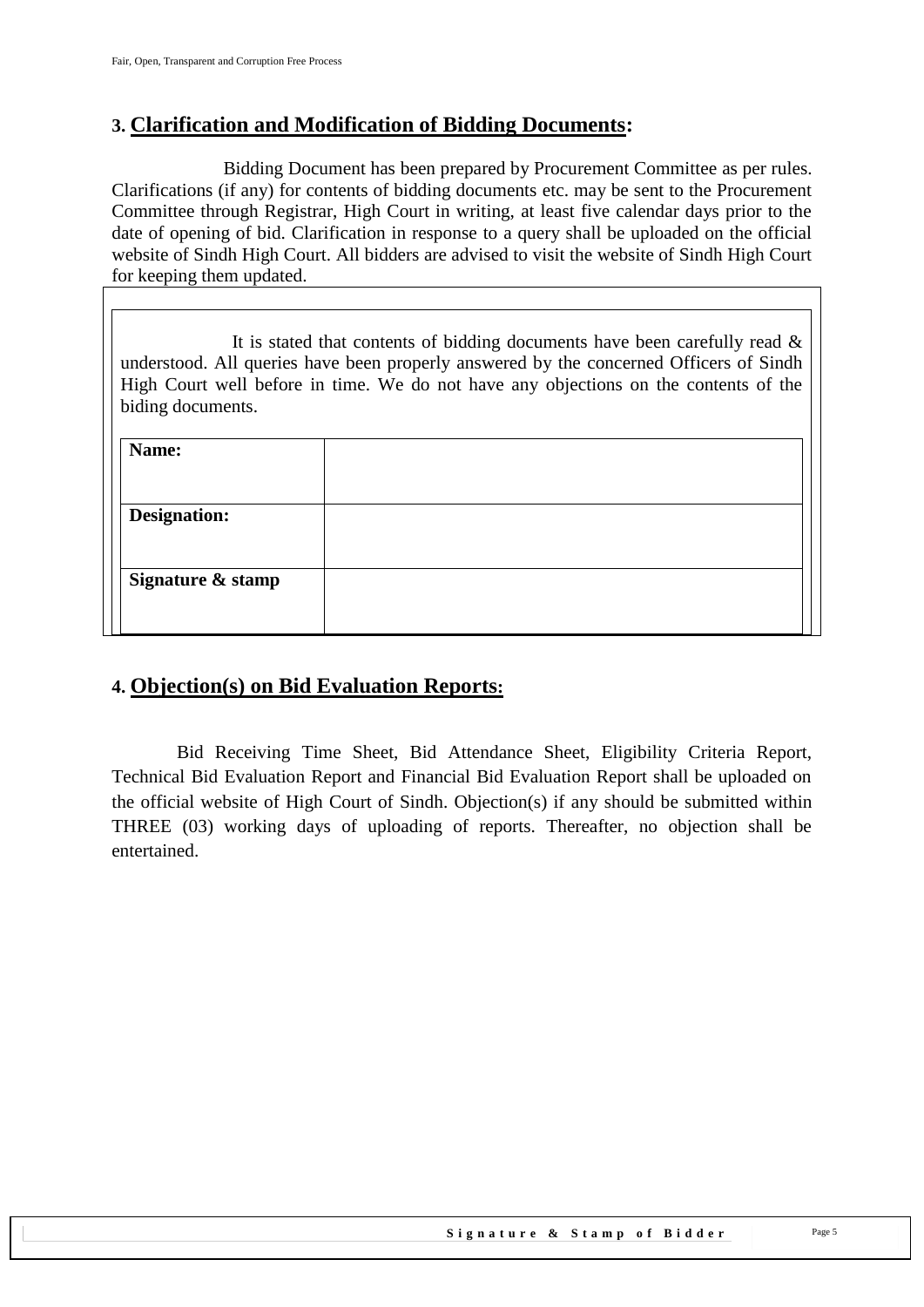### 3. <u>Clarification and Modification of Bidding Documents</u>:

Bidding Document has been prepared by Procurement Committee as per rules. Clarifications (if any) for contents of bidding documents etc. may be sent to the Procurement Committee through Registrar, High Court in writing, at least five calendar days prior to the date of opening of bid. Clarification in response to a query shall be uploaded on the official website of Sindh High Court. All bidders are advised to visit the website of Sindh High Court for keeping them updated.

It is stated that contents of bidding documents have been carefully read & understood. All queries have been properly answered by the concerned Officers of Sindh High Court well before in time. We do not have any objections on the contents of the biding documents.

| **Name:** | |
|---|---|
| **Designation:** | |
| **Signature & stamp** | |

### 4. <u>Objection(s) on Bid Evaluation Reports</u>:

Bid Receiving Time Sheet, Bid Attendance Sheet, Eligibility Criteria Report, Technical Bid Evaluation Report and Financial Bid Evaluation Report shall be uploaded on the official website of High Court of Sindh. Objection(s) if any should be submitted within THREE (03) working days of uploading of reports. Thereafter, no objection shall be entertained.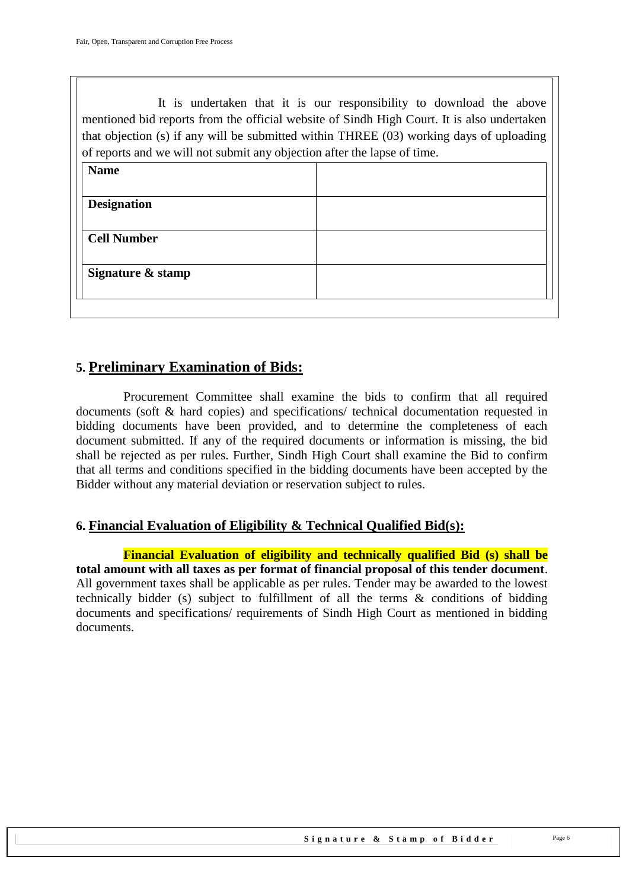It is undertaken that it is our responsibility to download the above mentioned bid reports from the official website of Sindh High Court. It is also undertaken that objection (s) if any will be submitted within THREE (03) working days of uploading of reports and we will not submit any objection after the lapse of time.

| **Name** | |
|---|---|
| **Designation** | |
| **Cell Number** | |
| **Signature & stamp** | |

## 5. Preliminary Examination of Bids:

Procurement Committee shall examine the bids to confirm that all required documents (soft & hard copies) and specifications/ technical documentation requested in bidding documents have been provided, and to determine the completeness of each document submitted. If any of the required documents or information is missing, the bid shall be rejected as per rules. Further, Sindh High Court shall examine the Bid to confirm that all terms and conditions specified in the bidding documents have been accepted by the Bidder without any material deviation or reservation subject to rules.

## 6. Financial Evaluation of Eligibility & Technical Qualified Bid(s):

**Financial Evaluation of eligibility and technically qualified Bid (s) shall be total amount with all taxes as per format of financial proposal of this tender document**. All government taxes shall be applicable as per rules. Tender may be awarded to the lowest technically bidder (s) subject to fulfillment of all the terms & conditions of bidding documents and specifications/ requirements of Sindh High Court as mentioned in bidding documents.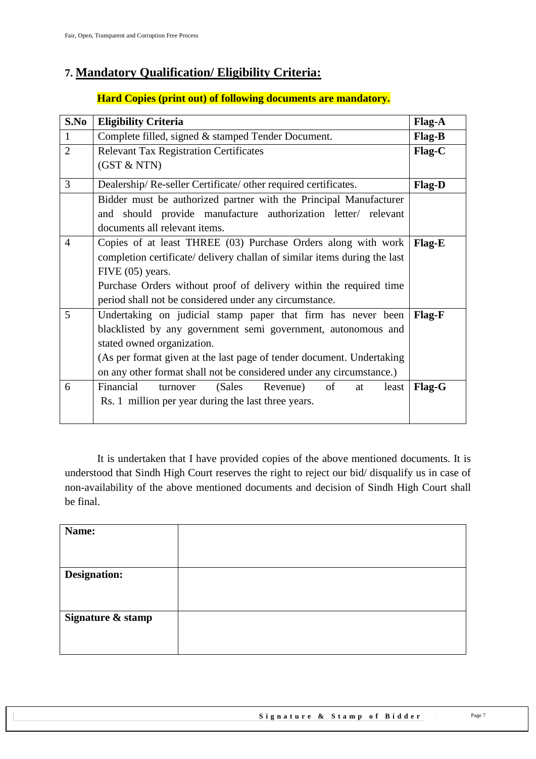## 7. Mandatory Qualification/ Eligibility Criteria:

**Hard Copies (print out) of following documents are mandatory.**

| S.No | Eligibility Criteria | Flag-A |
|---|---|---|
| 1 | Complete filled, signed & stamped Tender Document. | Flag-B |
| 2 | Relevant Tax Registration Certificates (GST & NTN) | Flag-C |
| 3 | Dealership/ Re-seller Certificate/ other required certificates. | Flag-D |
| | Bidder must be authorized partner with the Principal Manufacturer and should provide manufacture authorization letter/ relevant documents all relevant items. | |
| 4 | Copies of at least THREE (03) Purchase Orders along with work completion certificate/ delivery challan of similar items during the last FIVE (05) years. Purchase Orders without proof of delivery within the required time period shall not be considered under any circumstance. | Flag-E |
| 5 | Undertaking on judicial stamp paper that firm has never been blacklisted by any government semi government, autonomous and stated owned organization. (As per format given at the last page of tender document. Undertaking on any other format shall not be considered under any circumstance.) | Flag-F |
| 6 | Financial turnover (Sales Revenue) of at least Rs. 1 million per year during the last three years. | Flag-G |

It is undertaken that I have provided copies of the above mentioned documents. It is understood that Sindh High Court reserves the right to reject our bid/ disqualify us in case of non-availability of the above mentioned documents and decision of Sindh High Court shall be final.

| **Name:** | |
|---|---|
| **Designation:** | |
| **Signature & stamp** | |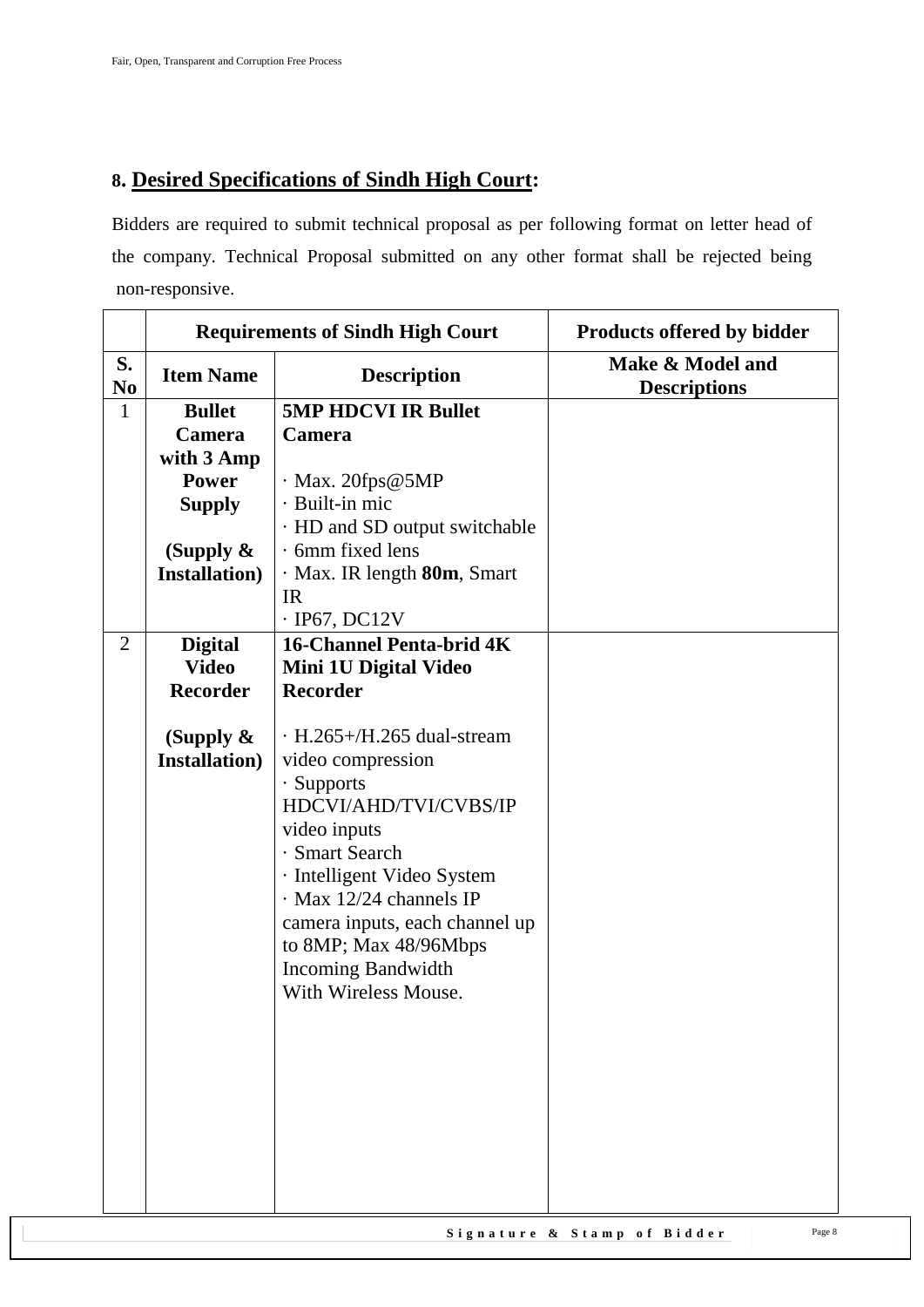## 8. Desired Specifications of Sindh High Court:

Bidders are required to submit technical proposal as per following format on letter head of the company. Technical Proposal submitted on any other format shall be rejected being non-responsive.

| | **Requirements of Sindh High Court** | | **Products offered by bidder** |
|---|---|---|---|
| **S. No** | **Item Name** | **Description** | **Make & Model and Descriptions** |
| 1 | **Bullet Camera with 3 Amp Power Supply**<br><br>**(Supply & Installation)** | **5MP HDCVI IR Bullet Camera**<br><br>· Max. 20fps@5MP<br>· Built-in mic<br>· HD and SD output switchable<br>· 6mm fixed lens<br>· Max. IR length **80m**, Smart IR<br>· IP67, DC12V | |
| 2 | **Digital Video Recorder**<br><br>**(Supply & Installation)** | **16-Channel Penta-brid 4K Mini 1U Digital Video Recorder**<br><br>· H.265+/H.265 dual-stream video compression<br>· Supports HDCVI/AHD/TVI/CVBS/IP video inputs<br>· Smart Search<br>· Intelligent Video System<br>· Max 12/24 channels IP camera inputs, each channel up to 8MP; Max 48/96Mbps Incoming Bandwidth<br>With Wireless Mouse. | |

Signature & Stamp of Bidder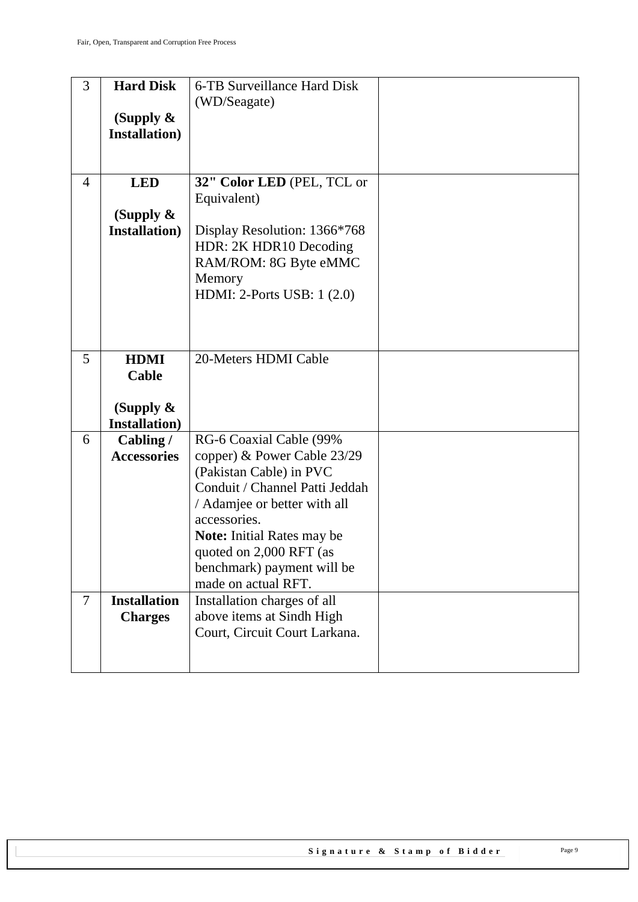| 3 | **Hard Disk** <br><br> **(Supply & Installation)** | 6-TB Surveillance Hard Disk (WD/Seagate) | |
|---|---|---|---|
| 4 | **LED** <br><br> **(Supply & Installation)** | **32" Color LED** (PEL, TCL or Equivalent) <br><br> Display Resolution: 1366*768 <br> HDR: 2K HDR10 Decoding <br> RAM/ROM: 8G Byte eMMC Memory <br> HDMI: 2-Ports USB: 1 (2.0) | |
| 5 | **HDMI Cable** <br><br> **(Supply & Installation)** | 20-Meters HDMI Cable | |
| 6 | **Cabling / Accessories** | RG-6 Coaxial Cable (99% copper) & Power Cable 23/29 (Pakistan Cable) in PVC Conduit / Channel Patti Jeddah / Adamjee or better with all accessories. <br> **Note:** Initial Rates may be quoted on 2,000 RFT (as benchmark) payment will be made on actual RFT. | |
| 7 | **Installation Charges** | Installation charges of all above items at Sindh High Court, Circuit Court Larkana. | |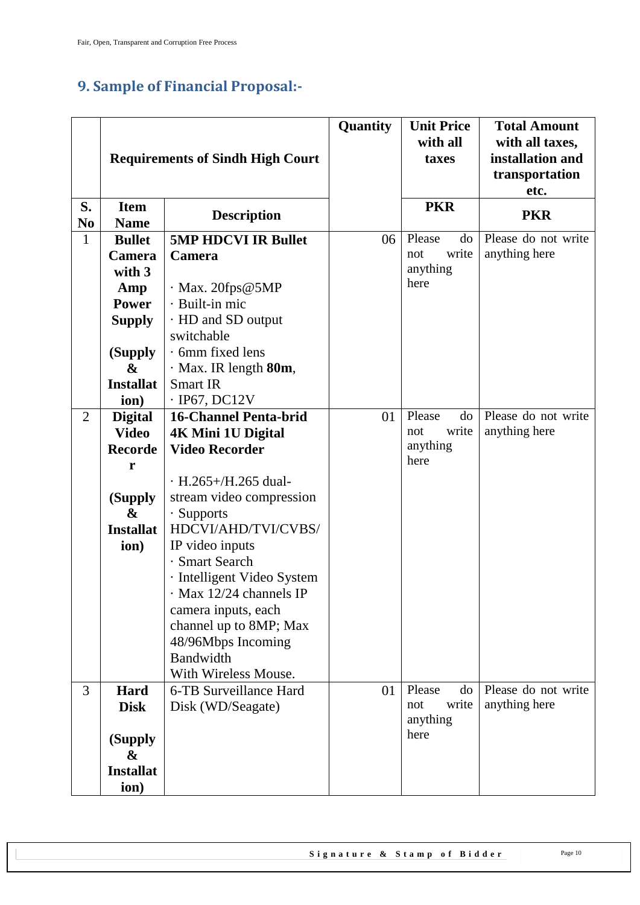## 9. Sample of Financial Proposal:-

| | Requirements of Sindh High Court | | Quantity | Unit Price with all taxes | Total Amount with all taxes, installation and transportation etc. |
|---|---|---|---|---|---|
| **S. No** | **Item Name** | **Description** | | **PKR** | **PKR** |
| 1 | **Bullet Camera with 3 Amp Power Supply** <br> **(Supply & Installation)** | **5MP HDCVI IR Bullet Camera** <br> · Max. 20fps@5MP <br> · Built-in mic <br> · HD and SD output switchable <br> · 6mm fixed lens <br> · Max. IR length **80m**, Smart IR <br> · IP67, DC12V | 06 | Please do not write anything here | Please do not write anything here |
| 2 | **Digital Video Recorder** <br> **(Supply & Installation)** | **16-Channel Penta-brid 4K Mini 1U Digital Video Recorder** <br> · H.265+/H.265 dual-stream video compression <br> · Supports HDCVI/AHD/TVI/CVBS/IP video inputs <br> · Smart Search <br> · Intelligent Video System <br> · Max 12/24 channels IP camera inputs, each channel up to 8MP; Max 48/96Mbps Incoming Bandwidth <br> With Wireless Mouse. | 01 | Please do not write anything here | Please do not write anything here |
| 3 | **Hard Disk** <br> **(Supply & Installation)** | 6-TB Surveillance Hard Disk (WD/Seagate) | 01 | Please do not write anything here | Please do not write anything here |

**Signature & Stamp of Bidder**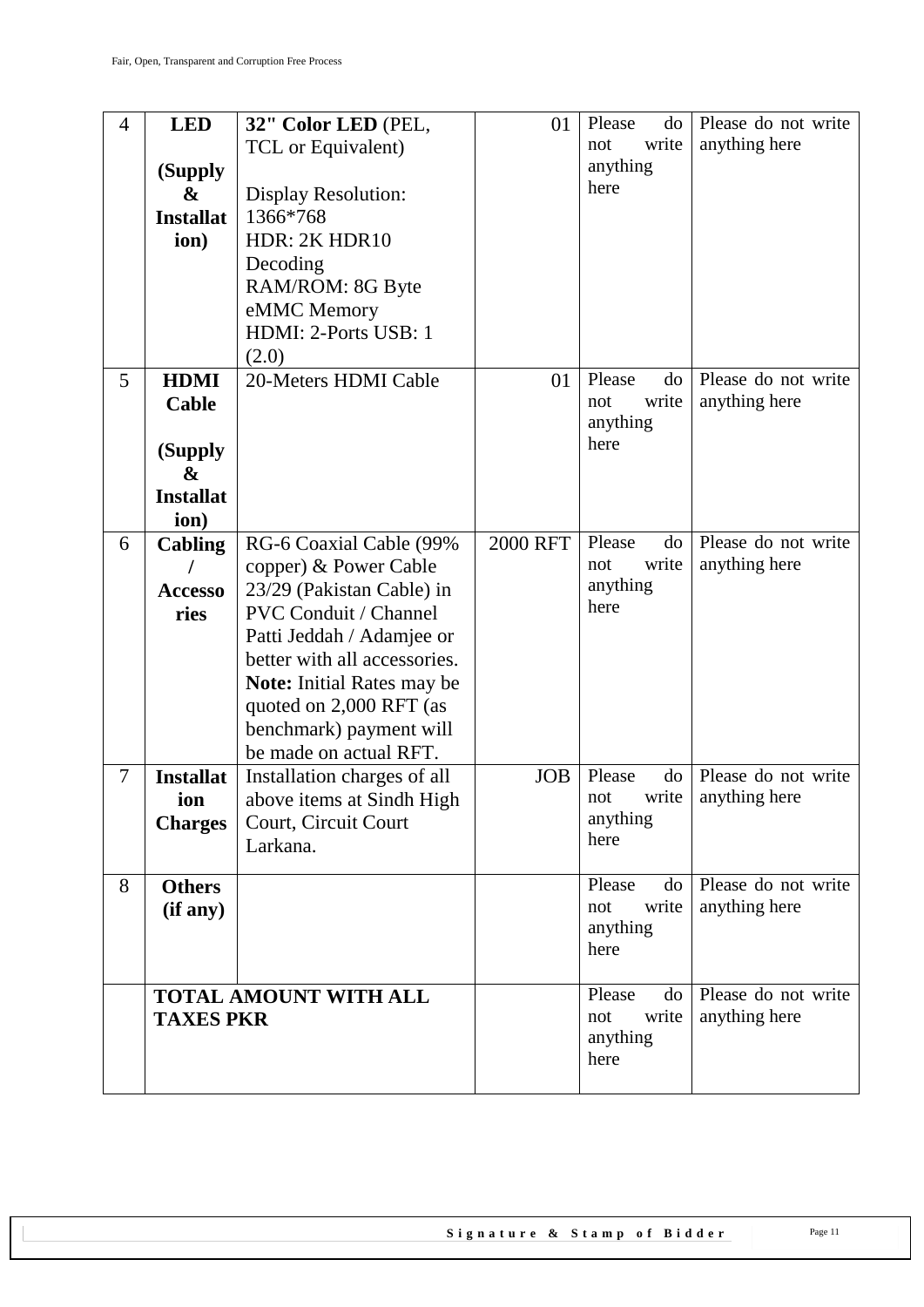| 4 | **LED** (Supply & Installation) | **32" Color LED** (PEL, TCL or Equivalent) Display Resolution: 1366*768 HDR: 2K HDR10 Decoding RAM/ROM: 8G Byte eMMC Memory HDMI: 2-Ports USB: 1 (2.0) | 01 | Please do not write anything here | Please do not write anything here |
|---|---|---|---|---|---|
| 5 | **HDMI Cable** (Supply & Installation) | 20-Meters HDMI Cable | 01 | Please do not write anything here | Please do not write anything here |
| 6 | **Cabling / Accessories** | RG-6 Coaxial Cable (99% copper) & Power Cable 23/29 (Pakistan Cable) in PVC Conduit / Channel Patti Jeddah / Adamjee or better with all accessories. **Note:** Initial Rates may be quoted on 2,000 RFT (as benchmark) payment will be made on actual RFT. | 2000 RFT | Please do not write anything here | Please do not write anything here |
| 7 | **Installation Charges** | Installation charges of all above items at Sindh High Court, Circuit Court Larkana. | JOB | Please do not write anything here | Please do not write anything here |
| 8 | **Others (if any)** | | | Please do not write anything here | Please do not write anything here |
| | **TOTAL AMOUNT WITH ALL TAXES PKR** | | | Please do not write anything here | Please do not write anything here |

**Signature & Stamp of Bidder**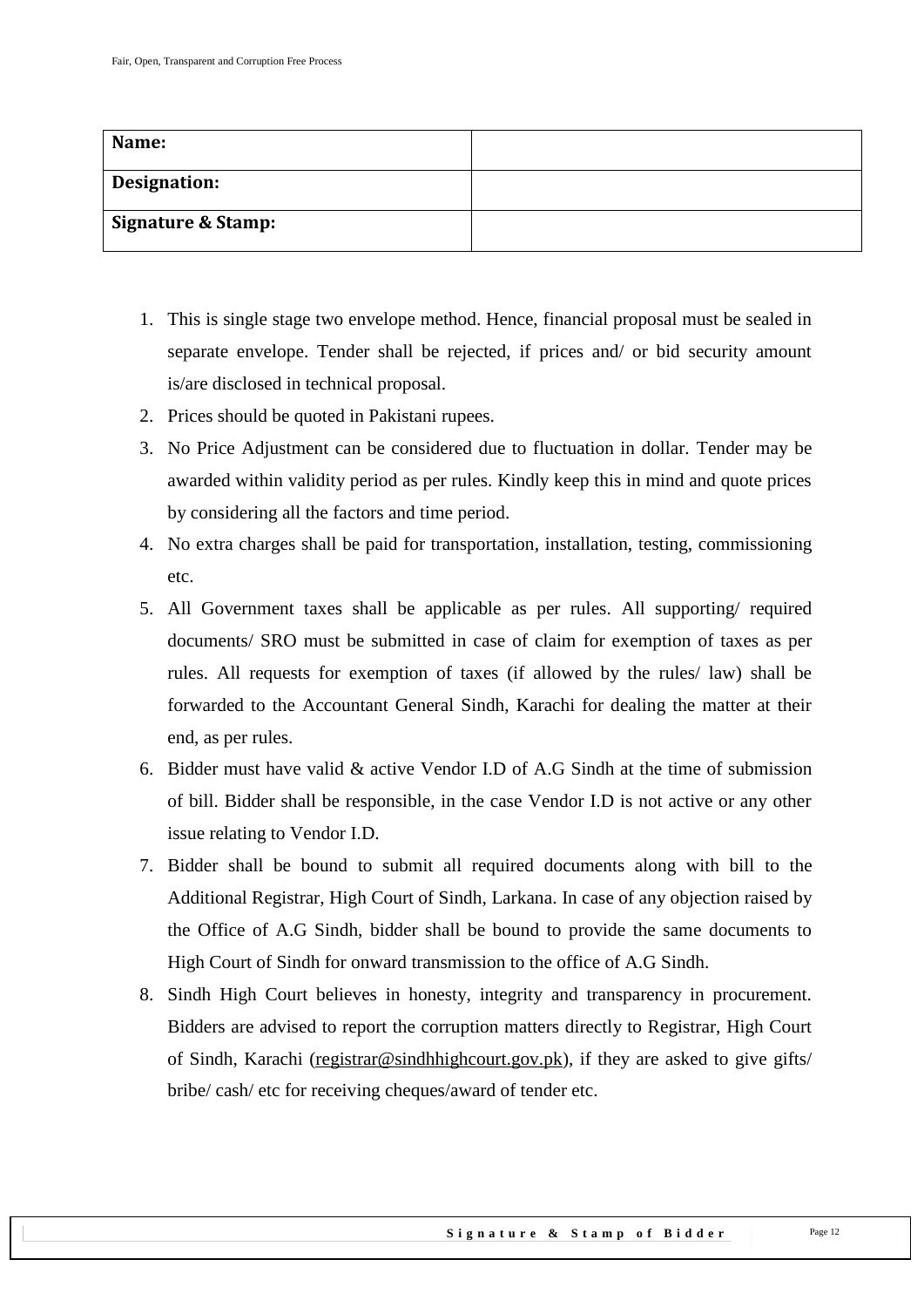| Name: | |
| --- | --- |
| Designation: | |
| Signature & Stamp: | |

1. This is single stage two envelope method. Hence, financial proposal must be sealed in separate envelope. Tender shall be rejected, if prices and/ or bid security amount is/are disclosed in technical proposal.
2. Prices should be quoted in Pakistani rupees.
3. No Price Adjustment can be considered due to fluctuation in dollar. Tender may be awarded within validity period as per rules. Kindly keep this in mind and quote prices by considering all the factors and time period.
4. No extra charges shall be paid for transportation, installation, testing, commissioning etc.
5. All Government taxes shall be applicable as per rules. All supporting/ required documents/ SRO must be submitted in case of claim for exemption of taxes as per rules. All requests for exemption of taxes (if allowed by the rules/ law) shall be forwarded to the Accountant General Sindh, Karachi for dealing the matter at their end, as per rules.
6. Bidder must have valid & active Vendor I.D of A.G Sindh at the time of submission of bill. Bidder shall be responsible, in the case Vendor I.D is not active or any other issue relating to Vendor I.D.
7. Bidder shall be bound to submit all required documents along with bill to the Additional Registrar, High Court of Sindh, Larkana. In case of any objection raised by the Office of A.G Sindh, bidder shall be bound to provide the same documents to High Court of Sindh for onward transmission to the office of A.G Sindh.
8. Sindh High Court believes in honesty, integrity and transparency in procurement. Bidders are advised to report the corruption matters directly to Registrar, High Court of Sindh, Karachi (registrar@sindhhighcourt.gov.pk), if they are asked to give gifts/ bribe/ cash/ etc for receiving cheques/award of tender etc.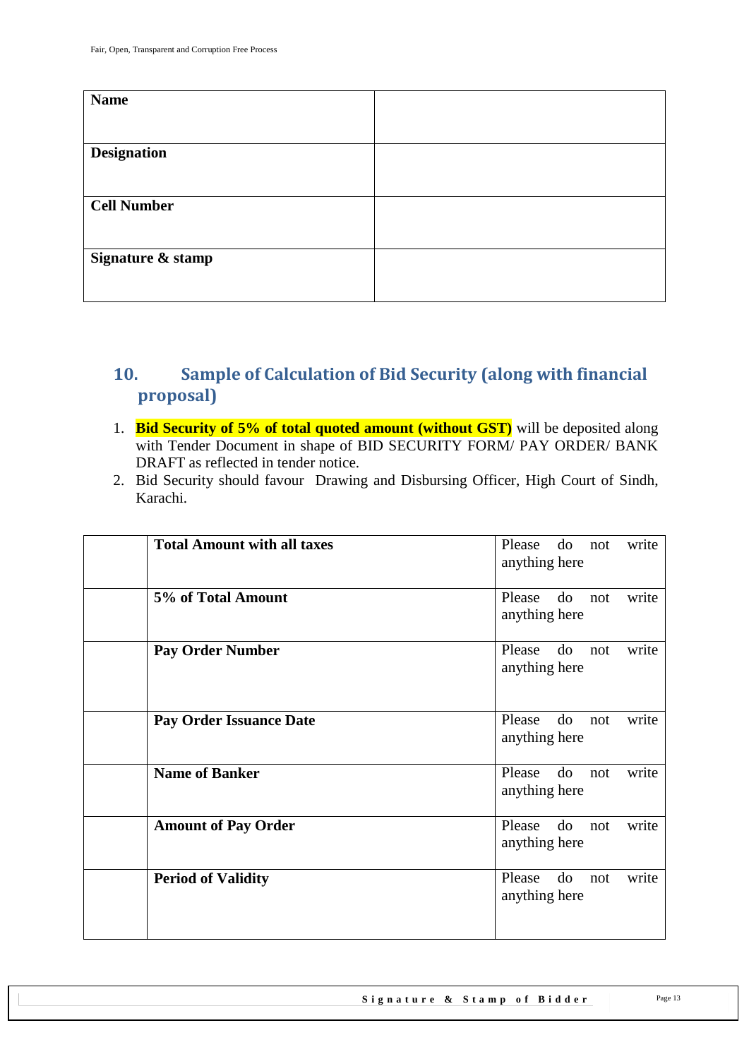| **Name** | |
|---|---|
| **Designation** | |
| **Cell Number** | |
| **Signature & stamp** | |

## 10. Sample of Calculation of Bid Security (along with financial proposal)

1. **Bid Security of 5% of total quoted amount (without GST)** will be deposited along with Tender Document in shape of BID SECURITY FORM/ PAY ORDER/ BANK DRAFT as reflected in tender notice.
2. Bid Security should favour Drawing and Disbursing Officer, High Court of Sindh, Karachi.

| | | |
|---|---|---|
| | **Total Amount with all taxes** | Please do not write anything here |
| | **5% of Total Amount** | Please do not write anything here |
| | **Pay Order Number** | Please do not write anything here |
| | **Pay Order Issuance Date** | Please do not write anything here |
| | **Name of Banker** | Please do not write anything here |
| | **Amount of Pay Order** | Please do not write anything here |
| | **Period of Validity** | Please do not write anything here |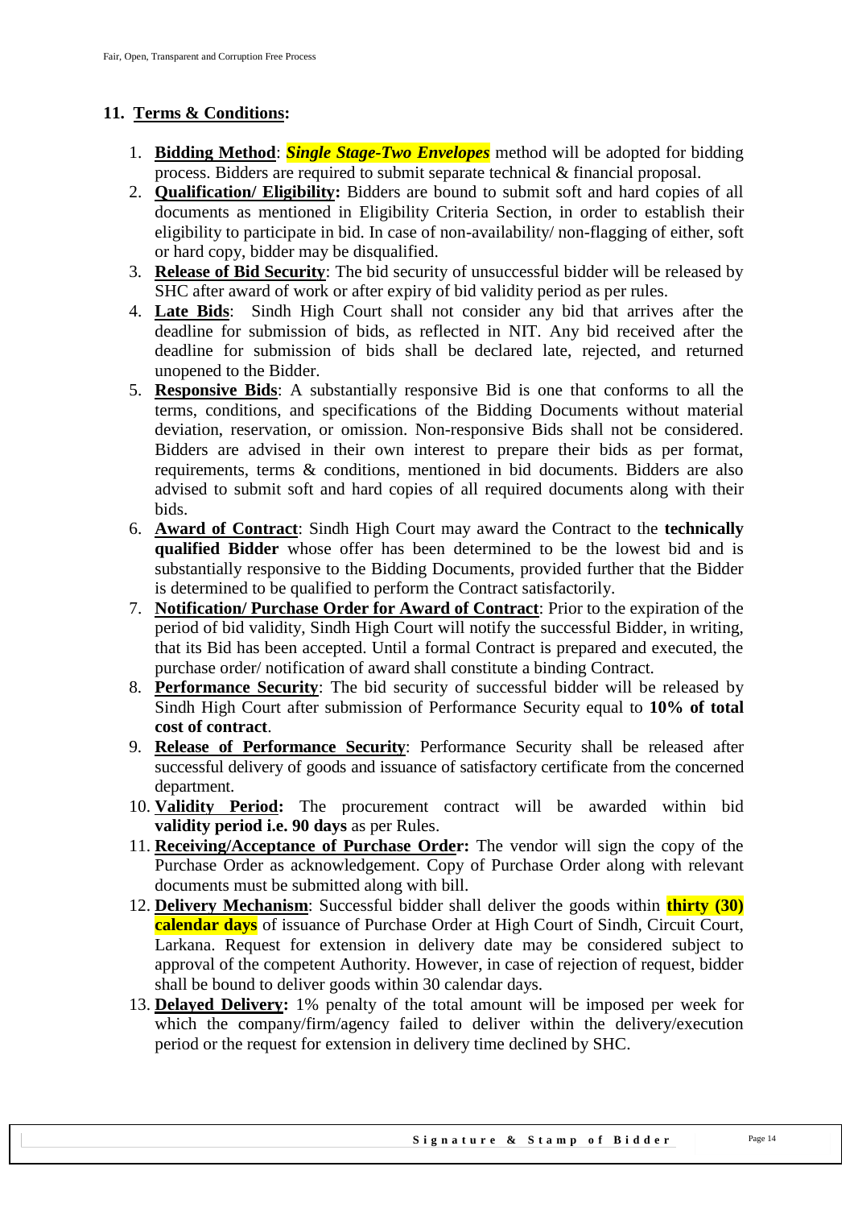## 11. Terms & Conditions:

1. **Bidding Method**: ***Single Stage-Two Envelopes*** method will be adopted for bidding process. Bidders are required to submit separate technical & financial proposal.
2. **Qualification/ Eligibility:** Bidders are bound to submit soft and hard copies of all documents as mentioned in Eligibility Criteria Section, in order to establish their eligibility to participate in bid. In case of non-availability/ non-flagging of either, soft or hard copy, bidder may be disqualified.
3. **Release of Bid Security**: The bid security of unsuccessful bidder will be released by SHC after award of work or after expiry of bid validity period as per rules.
4. **Late Bids**: Sindh High Court shall not consider any bid that arrives after the deadline for submission of bids, as reflected in NIT. Any bid received after the deadline for submission of bids shall be declared late, rejected, and returned unopened to the Bidder.
5. **Responsive Bids**: A substantially responsive Bid is one that conforms to all the terms, conditions, and specifications of the Bidding Documents without material deviation, reservation, or omission. Non-responsive Bids shall not be considered. Bidders are advised in their own interest to prepare their bids as per format, requirements, terms & conditions, mentioned in bid documents. Bidders are also advised to submit soft and hard copies of all required documents along with their bids.
6. **Award of Contract**: Sindh High Court may award the Contract to the **technically qualified Bidder** whose offer has been determined to be the lowest bid and is substantially responsive to the Bidding Documents, provided further that the Bidder is determined to be qualified to perform the Contract satisfactorily.
7. **Notification/ Purchase Order for Award of Contract**: Prior to the expiration of the period of bid validity, Sindh High Court will notify the successful Bidder, in writing, that its Bid has been accepted. Until a formal Contract is prepared and executed, the purchase order/ notification of award shall constitute a binding Contract.
8. **Performance Security**: The bid security of successful bidder will be released by Sindh High Court after submission of Performance Security equal to **10% of total cost of contract**.
9. **Release of Performance Security**: Performance Security shall be released after successful delivery of goods and issuance of satisfactory certificate from the concerned department.
10. **Validity Period:** The procurement contract will be awarded within bid **validity period i.e. 90 days** as per Rules.
11. **Receiving/Acceptance of Purchase Order:** The vendor will sign the copy of the Purchase Order as acknowledgement. Copy of Purchase Order along with relevant documents must be submitted along with bill.
12. **Delivery Mechanism**: Successful bidder shall deliver the goods within **thirty (30) calendar days** of issuance of Purchase Order at High Court of Sindh, Circuit Court, Larkana. Request for extension in delivery date may be considered subject to approval of the competent Authority. However, in case of rejection of request, bidder shall be bound to deliver goods within 30 calendar days.
13. **Delayed Delivery:** 1% penalty of the total amount will be imposed per week for which the company/firm/agency failed to deliver within the delivery/execution period or the request for extension in delivery time declined by SHC.

**Signature & Stamp of Bidder**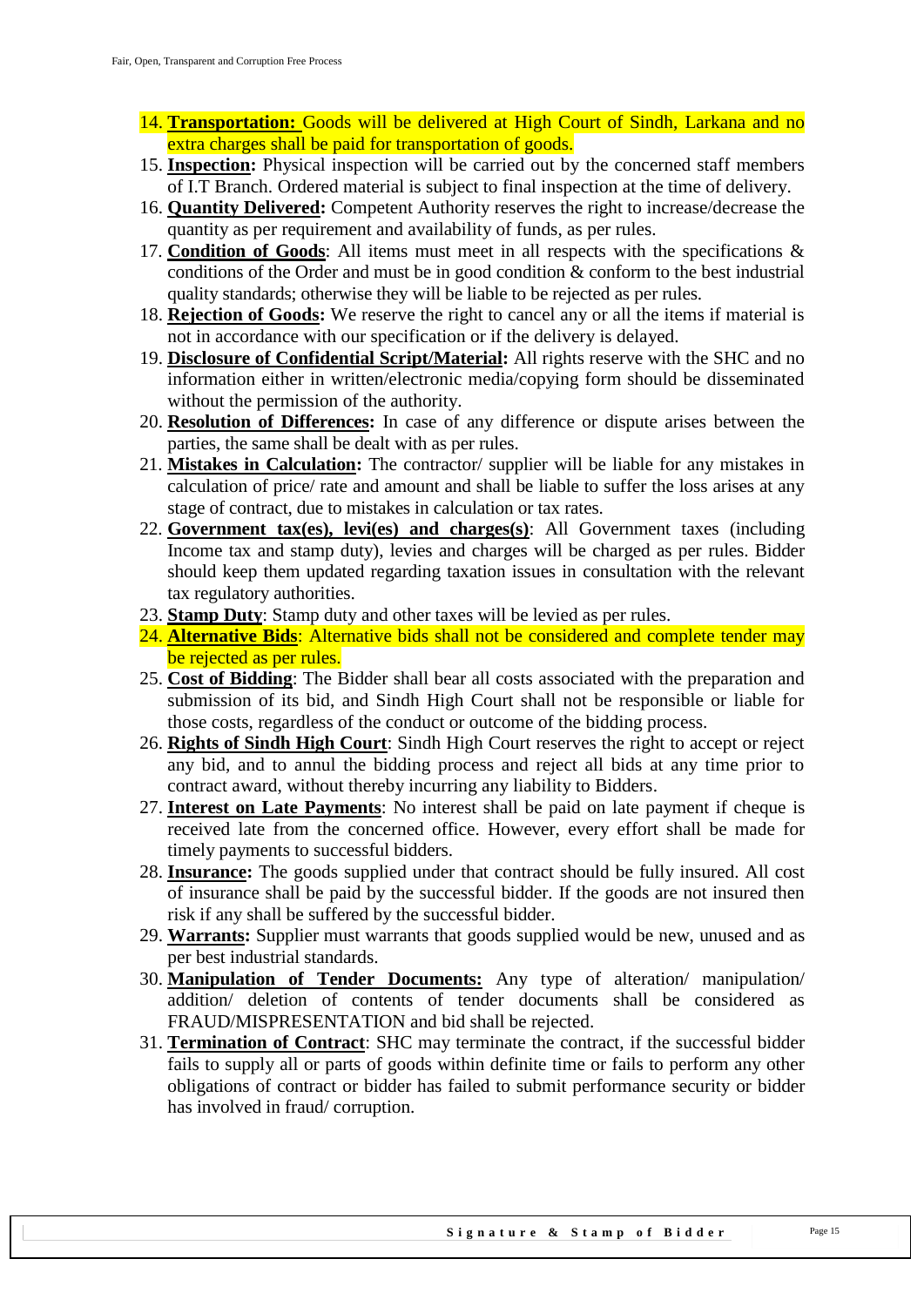14. **Transportation:** Goods will be delivered at High Court of Sindh, Larkana and no extra charges shall be paid for transportation of goods.
15. **Inspection:** Physical inspection will be carried out by the concerned staff members of I.T Branch. Ordered material is subject to final inspection at the time of delivery.
16. **Quantity Delivered:** Competent Authority reserves the right to increase/decrease the quantity as per requirement and availability of funds, as per rules.
17. **Condition of Goods**: All items must meet in all respects with the specifications & conditions of the Order and must be in good condition & conform to the best industrial quality standards; otherwise they will be liable to be rejected as per rules.
18. **Rejection of Goods:** We reserve the right to cancel any or all the items if material is not in accordance with our specification or if the delivery is delayed.
19. **Disclosure of Confidential Script/Material:** All rights reserve with the SHC and no information either in written/electronic media/copying form should be disseminated without the permission of the authority.
20. **Resolution of Differences:** In case of any difference or dispute arises between the parties, the same shall be dealt with as per rules.
21. **Mistakes in Calculation:** The contractor/ supplier will be liable for any mistakes in calculation of price/ rate and amount and shall be liable to suffer the loss arises at any stage of contract, due to mistakes in calculation or tax rates.
22. **Government tax(es), levi(es) and charges(s)**: All Government taxes (including Income tax and stamp duty), levies and charges will be charged as per rules. Bidder should keep them updated regarding taxation issues in consultation with the relevant tax regulatory authorities.
23. **Stamp Duty**: Stamp duty and other taxes will be levied as per rules.
24. **Alternative Bids**: Alternative bids shall not be considered and complete tender may be rejected as per rules.
25. **Cost of Bidding**: The Bidder shall bear all costs associated with the preparation and submission of its bid, and Sindh High Court shall not be responsible or liable for those costs, regardless of the conduct or outcome of the bidding process.
26. **Rights of Sindh High Court**: Sindh High Court reserves the right to accept or reject any bid, and to annul the bidding process and reject all bids at any time prior to contract award, without thereby incurring any liability to Bidders.
27. **Interest on Late Payments**: No interest shall be paid on late payment if cheque is received late from the concerned office. However, every effort shall be made for timely payments to successful bidders.
28. **Insurance:** The goods supplied under that contract should be fully insured. All cost of insurance shall be paid by the successful bidder. If the goods are not insured then risk if any shall be suffered by the successful bidder.
29. **Warrants:** Supplier must warrants that goods supplied would be new, unused and as per best industrial standards.
30. **Manipulation of Tender Documents:** Any type of alteration/ manipulation/ addition/ deletion of contents of tender documents shall be considered as FRAUD/MISPRESENTATION and bid shall be rejected.
31. **Termination of Contract**: SHC may terminate the contract, if the successful bidder fails to supply all or parts of goods within definite time or fails to perform any other obligations of contract or bidder has failed to submit performance security or bidder has involved in fraud/ corruption.

**Signature & Stamp of Bidder**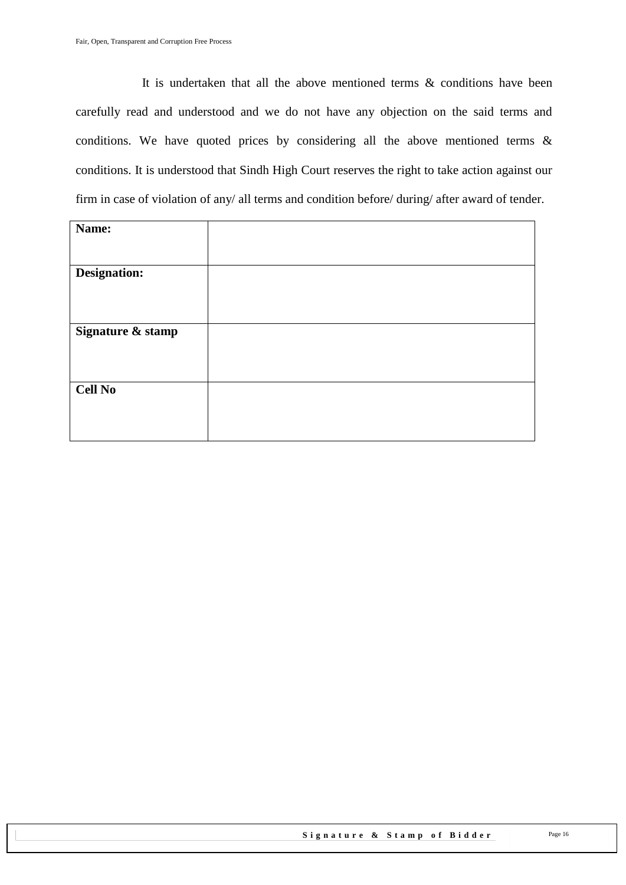It is undertaken that all the above mentioned terms & conditions have been carefully read and understood and we do not have any objection on the said terms and conditions. We have quoted prices by considering all the above mentioned terms & conditions. It is understood that Sindh High Court reserves the right to take action against our firm in case of violation of any/ all terms and condition before/ during/ after award of tender.

| **Name:** | |
|---|---|
| **Designation:** | |
| **Signature & stamp** | |
| **Cell No** | |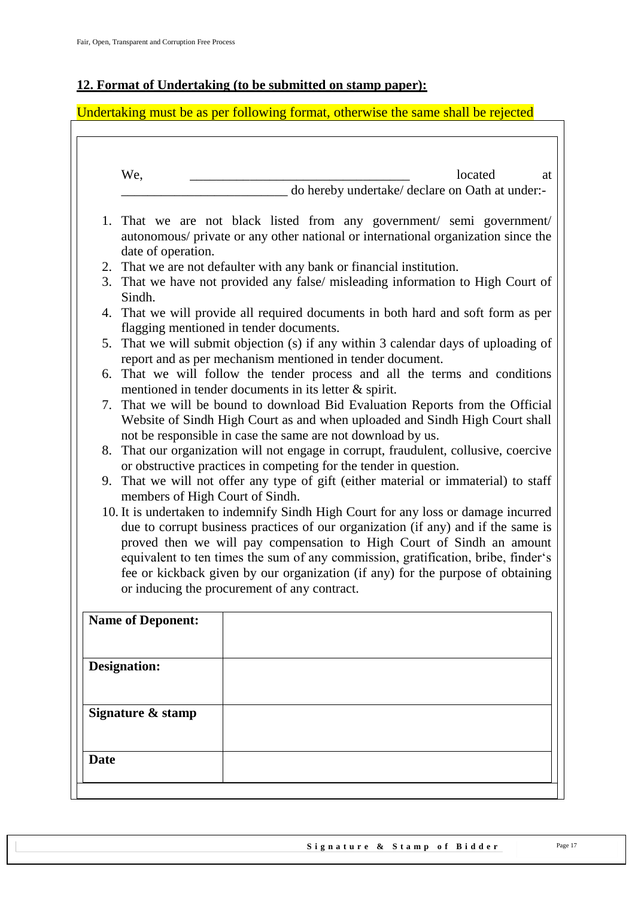## 12. Format of Undertaking (to be submitted on stamp paper):

Undertaking must be as per following format, otherwise the same shall be rejected

We, ________________________________ located at ________________________ do hereby undertake/ declare on Oath at under:-

1. That we are not black listed from any government/ semi government/ autonomous/ private or any other national or international organization since the date of operation.
2. That we are not defaulter with any bank or financial institution.
3. That we have not provided any false/ misleading information to High Court of Sindh.
4. That we will provide all required documents in both hard and soft form as per flagging mentioned in tender documents.
5. That we will submit objection (s) if any within 3 calendar days of uploading of report and as per mechanism mentioned in tender document.
6. That we will follow the tender process and all the terms and conditions mentioned in tender documents in its letter & spirit.
7. That we will be bound to download Bid Evaluation Reports from the Official Website of Sindh High Court as and when uploaded and Sindh High Court shall not be responsible in case the same are not download by us.
8. That our organization will not engage in corrupt, fraudulent, collusive, coercive or obstructive practices in competing for the tender in question.
9. That we will not offer any type of gift (either material or immaterial) to staff members of High Court of Sindh.
10. It is undertaken to indemnify Sindh High Court for any loss or damage incurred due to corrupt business practices of our organization (if any) and if the same is proved then we will pay compensation to High Court of Sindh an amount equivalent to ten times the sum of any commission, gratification, bribe, finder's fee or kickback given by our organization (if any) for the purpose of obtaining or inducing the procurement of any contract.

| | |
|---|---|
| **Name of Deponent:** | |
| **Designation:** | |
| **Signature & stamp** | |
| **Date** | |

**Signature & Stamp of Bidder**